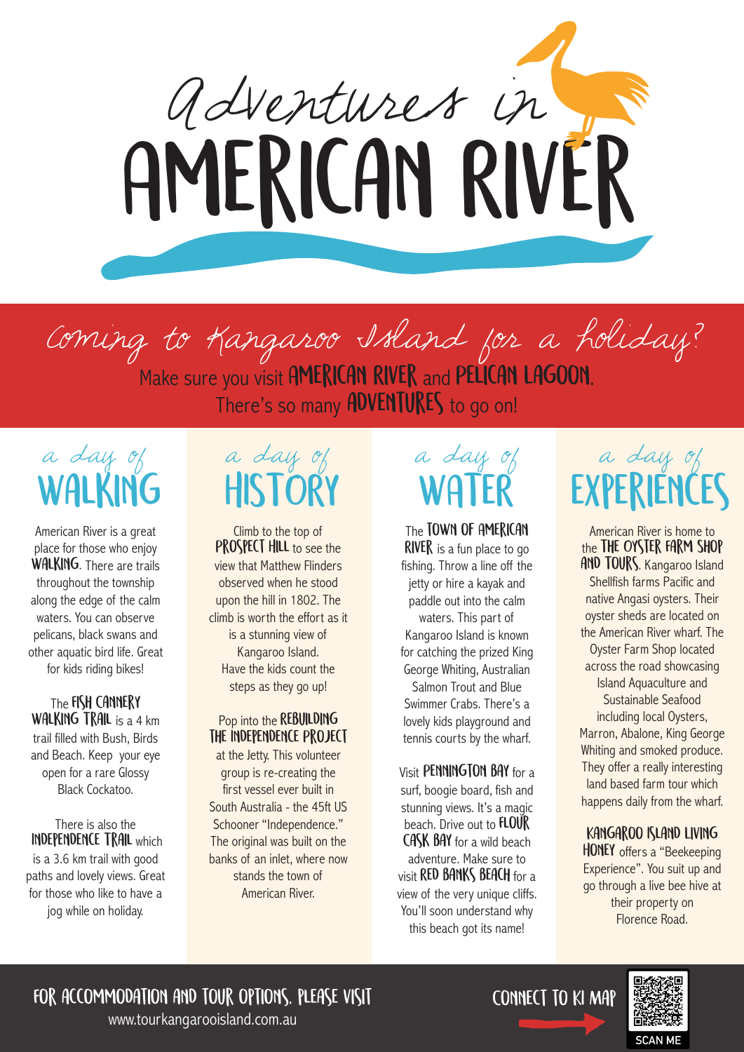# Adventures in AMERICAN RIVER

## Coming to Kangaroo Island for a holiday?

Make sure you visit **AMERICAN RIVER** and **PELICAN LAGOON**.
There's so many **ADVENTURES** to go on!

## a day of WALKING

American River is a great place for those who enjoy **WALKING**. There are trails throughout the township along the edge of the calm waters. You can observe pelicans, black swans and other aquatic bird life. Great for kids riding bikes!

The **FISH CANNERY WALKING TRAIL** is a 4 km trail filled with Bush, Birds and Beach. Keep your eye open for a rare Glossy Black Cockatoo.

There is also the **INDEPENDENCE TRAIL** which is a 3.6 km trail with good paths and lovely views. Great for those who like to have a jog while on holiday.

## a day of HISTORY

Climb to the top of **PROSPECT HILL** to see the view that Matthew Flinders observed when he stood upon the hill in 1802. The climb is worth the effort as it is a stunning view of Kangaroo Island. Have the kids count the steps as they go up!

Pop into the **REBUILDING THE INDEPENDENCE PROJECT** at the Jetty. This volunteer group is re-creating the first vessel ever built in South Australia - the 45ft US Schooner "Independence." The original was built on the banks of an inlet, where now stands the town of American River.

## a day of WATER

The **TOWN OF AMERICAN RIVER** is a fun place to go fishing. Throw a line off the jetty or hire a kayak and paddle out into the calm waters. This part of Kangaroo Island is known for catching the prized King George Whiting, Australian Salmon Trout and Blue Swimmer Crabs. There's a lovely kids playground and tennis courts by the wharf.

Visit **PENNINGTON BAY** for a surf, boogie board, fish and stunning views. It's a magic beach. Drive out to **FLOUR CASK BAY** for a wild beach adventure. Make sure to visit **RED BANKS BEACH** for a view of the very unique cliffs. You'll soon understand why this beach got its name!

## a day of EXPERIENCES

American River is home to the **THE OYSTER FARM SHOP AND TOURS**. Kangaroo Island Shellfish farms Pacific and native Angasi oysters. Their oyster sheds are located on the American River wharf. The Oyster Farm Shop located across the road showcasing Island Aquaculture and Sustainable Seafood including local Oysters, Marron, Abalone, King George Whiting and smoked produce. They offer a really interesting land based farm tour which happens daily from the wharf.

**KANGAROO ISLAND LIVING HONEY** offers a "Beekeeping Experience". You suit up and go through a live bee hive at their property on Florence Road.

**FOR ACCOMMODATION AND TOUR OPTIONS, PLEASE VISIT**
www.tourkangarooisland.com.au

**CONNECT TO KI MAP**

SCAN ME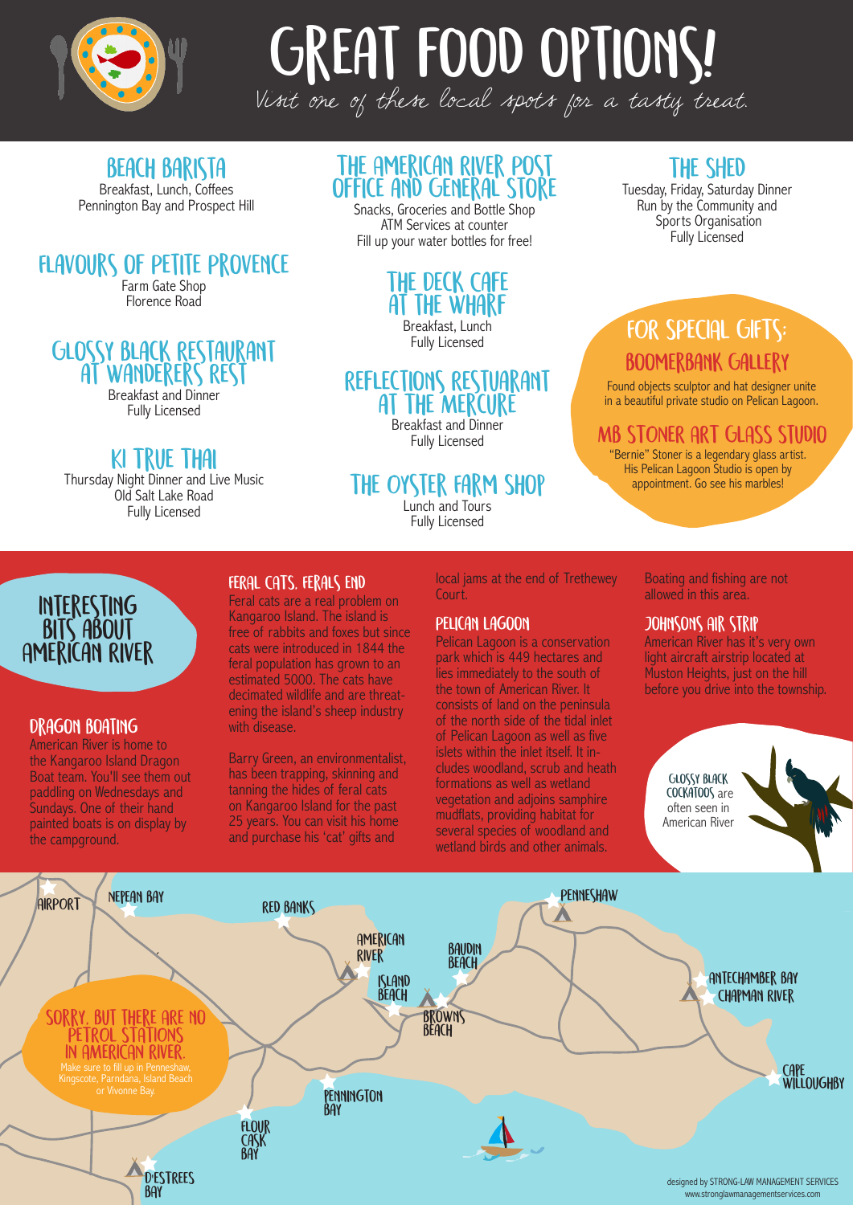# GREAT FOOD OPTIONS!

*Visit one of these local spots for a tasty treat.*

## BEACH BARISTA

Breakfast, Lunch, Coffees
Pennington Bay and Prospect Hill

## FLAVOURS OF PETITE PROVENCE

Farm Gate Shop
Florence Road

## GLOSSY BLACK RESTAURANT AT WANDERERS REST

Breakfast and Dinner
Fully Licensed

## KI TRUE THAI

Thursday Night Dinner and Live Music
Old Salt Lake Road
Fully Licensed

## THE AMERICAN RIVER POST OFFICE AND GENERAL STORE

Snacks, Groceries and Bottle Shop
ATM Services at counter
Fill up your water bottles for free!

## THE DECK CAFE AT THE WHARF

Breakfast, Lunch
Fully Licensed

## REFLECTIONS RESTUARANT AT THE MERCURE

Breakfast and Dinner
Fully Licensed

## THE OYSTER FARM SHOP

Lunch and Tours
Fully Licensed

## THE SHED

Tuesday, Friday, Saturday Dinner
Run by the Community and Sports Organisation
Fully Licensed

## FOR SPECIAL GIFTS:

### BOOMERBANK GALLERY

Found objects sculptor and hat designer unite in a beautiful private studio on Pelican Lagoon.

### MB STONER ART GLASS STUDIO

"Bernie" Stoner is a legendary glass artist. His Pelican Lagoon Studio is open by appointment. Go see his marbles!

## INTERESTING BITS ABOUT AMERICAN RIVER

### DRAGON BOATING

American River is home to the Kangaroo Island Dragon Boat team. You'll see them out paddling on Wednesdays and Sundays. One of their hand painted boats is on display by the campground.

### FERAL CATS, FERALS END

Feral cats are a real problem on Kangaroo Island. The island is free of rabbits and foxes but since cats were introduced in 1844 the feral population has grown to an estimated 5000. The cats have decimated wildlife and are threatening the island's sheep industry with disease.

Barry Green, an environmentalist, has been trapping, skinning and tanning the hides of feral cats on Kangaroo Island for the past 25 years. You can visit his home and purchase his 'cat' gifts and local jams at the end of Trethewey Court.

### PELICAN LAGOON

Pelican Lagoon is a conservation park which is 449 hectares and lies immediately to the south of the town of American River. It consists of land on the peninsula of the north side of the tidal inlet of Pelican Lagoon as well as five islets within the inlet itself. It includes woodland, scrub and heath formations as well as wetland vegetation and adjoins samphire mudflats, providing habitat for several species of woodland and wetland birds and other animals.

Boating and fishing are not allowed in this area.

### JOHNSONS AIR STRIP

American River has it's very own light aircraft airstrip located at Muston Heights, just on the hill before you drive into the township.

GLOSSY BLACK COCKATOOS are often seen in American River

AIRPORT
NEPEAN BAY
RED BANKS
AMERICAN RIVER
ISLAND BEACH
BAUDIN BEACH
BROWNS BEACH
PENNESHAW
ANTECHAMBER BAY
CHAPMAN RIVER
CAPE WILLOUGHBY
PENNINGTON BAY
FLOUR CASK BAY
D'ESTREES BAY

**SORRY, BUT THERE ARE NO PETROL STATIONS IN AMERICAN RIVER.**

Make sure to fill up in Penneshaw, Kingscote, Parndana, Island Beach or Vivonne Bay.

designed by STRONG-LAW MANAGEMENT SERVICES
www.stronglawmanagementservices.com